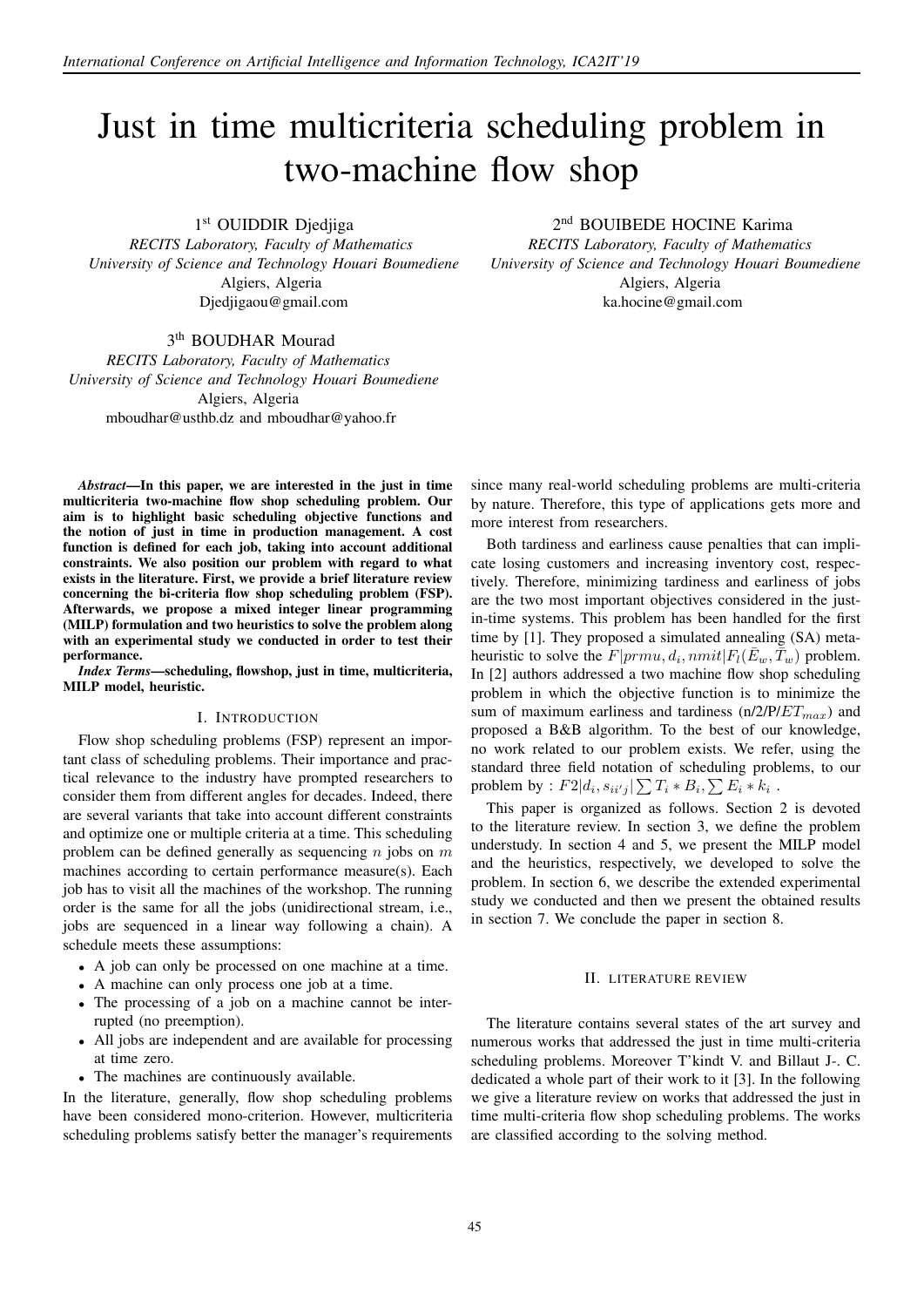# Just in time multicriteria scheduling problem in two-machine flow shop

1st OUIDDIR Djedjiga
*RECITS Laboratory, Faculty of Mathematics*
*University of Science and Technology Houari Boumediene*
Algiers, Algeria
Djedjigaou@gmail.com

2nd BOUIBEDE HOCINE Karima
*RECITS Laboratory, Faculty of Mathematics*
*University of Science and Technology Houari Boumediene*
Algiers, Algeria
ka.hocine@gmail.com

3th BOUDHAR Mourad
*RECITS Laboratory, Faculty of Mathematics*
*University of Science and Technology Houari Boumediene*
Algiers, Algeria
mboudhar@usthb.dz and mboudhar@yahoo.fr

***Abstract*—In this paper, we are interested in the just in time multicriteria two-machine flow shop scheduling problem. Our aim is to highlight basic scheduling objective functions and the notion of just in time in production management. A cost function is defined for each job, taking into account additional constraints. We also position our problem with regard to what exists in the literature. First, we provide a brief literature review concerning the bi-criteria flow shop scheduling problem (FSP). Afterwards, we propose a mixed integer linear programming (MILP) formulation and two heuristics to solve the problem along with an experimental study we conducted in order to test their performance.**

***Index Terms*—scheduling, flowshop, just in time, multicriteria, MILP model, heuristic.**

## I. Introduction

Flow shop scheduling problems (FSP) represent an important class of scheduling problems. Their importance and practical relevance to the industry have prompted researchers to consider them from different angles for decades. Indeed, there are several variants that take into account different constraints and optimize one or multiple criteria at a time. This scheduling problem can be defined generally as sequencing $n$ jobs on $m$ machines according to certain performance measure(s). Each job has to visit all the machines of the workshop. The running order is the same for all the jobs (unidirectional stream, i.e., jobs are sequenced in a linear way following a chain). A schedule meets these assumptions:

- A job can only be processed on one machine at a time.
- A machine can only process one job at a time.
- The processing of a job on a machine cannot be interrupted (no preemption).
- All jobs are independent and are available for processing at time zero.
- The machines are continuously available.

In the literature, generally, flow shop scheduling problems have been considered mono-criterion. However, multicriteria scheduling problems satisfy better the manager's requirements since many real-world scheduling problems are multi-criteria by nature. Therefore, this type of applications gets more and more interest from researchers.

Both tardiness and earliness cause penalties that can implicate losing customers and increasing inventory cost, respectively. Therefore, minimizing tardiness and earliness of jobs are the two most important objectives considered in the just-in-time systems. This problem has been handled for the first time by [1]. They proposed a simulated annealing (SA) metaheuristic to solve the $F|prmu, d_i, nmit|F_l(\bar{E}_w, \bar{T}_w)$ problem. In [2] authors addressed a two machine flow shop scheduling problem in which the objective function is to minimize the sum of maximum earliness and tardiness (n/2/P/$ET_{max}$) and proposed a B&B algorithm. To the best of our knowledge, no work related to our problem exists. We refer, using the standard three field notation of scheduling problems, to our problem by : $F2|d_i, s_{ii'j}|\sum T_i * B_i, \sum E_i * k_i$ .

This paper is organized as follows. Section 2 is devoted to the literature review. In section 3, we define the problem understudy. In section 4 and 5, we present the MILP model and the heuristics, respectively, we developed to solve the problem. In section 6, we describe the extended experimental study we conducted and then we present the obtained results in section 7. We conclude the paper in section 8.

## II. Literature review

The literature contains several states of the art survey and numerous works that addressed the just in time multi-criteria scheduling problems. Moreover T'kindt V. and Billaut J-. C. dedicated a whole part of their work to it [3]. In the following we give a literature review on works that addressed the just in time multi-criteria flow shop scheduling problems. The works are classified according to the solving method.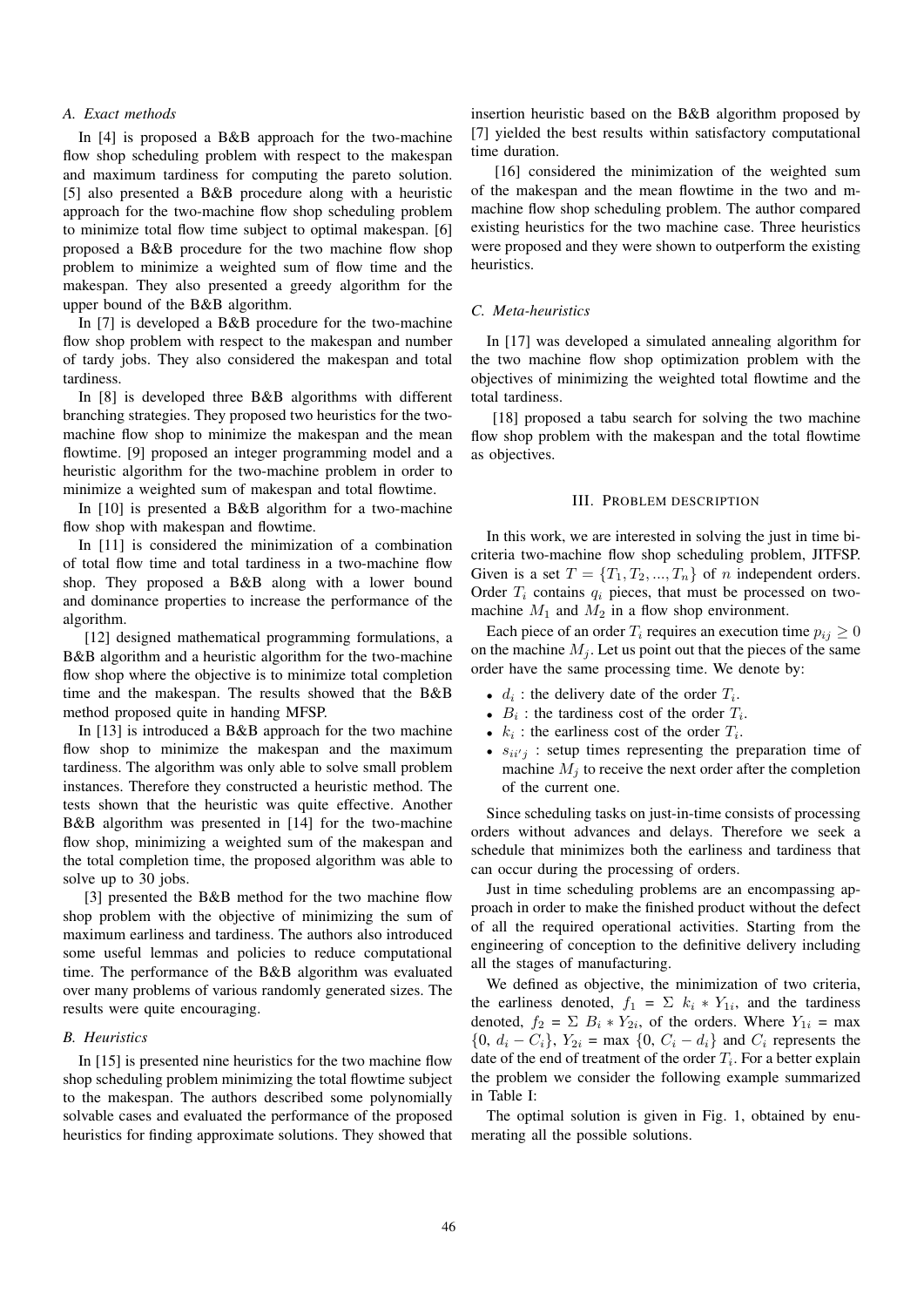### A. Exact methods

In [4] is proposed a B&B approach for the two-machine flow shop scheduling problem with respect to the makespan and maximum tardiness for computing the pareto solution. [5] also presented a B&B procedure along with a heuristic approach for the two-machine flow shop scheduling problem to minimize total flow time subject to optimal makespan. [6] proposed a B&B procedure for the two machine flow shop problem to minimize a weighted sum of flow time and the makespan. They also presented a greedy algorithm for the upper bound of the B&B algorithm.

In [7] is developed a B&B procedure for the two-machine flow shop problem with respect to the makespan and number of tardy jobs. They also considered the makespan and total tardiness.

In [8] is developed three B&B algorithms with different branching strategies. They proposed two heuristics for the two-machine flow shop to minimize the makespan and the mean flowtime. [9] proposed an integer programming model and a heuristic algorithm for the two-machine problem in order to minimize a weighted sum of makespan and total flowtime.

In [10] is presented a B&B algorithm for a two-machine flow shop with makespan and flowtime.

In [11] is considered the minimization of a combination of total flow time and total tardiness in a two-machine flow shop. They proposed a B&B along with a lower bound and dominance properties to increase the performance of the algorithm.

[12] designed mathematical programming formulations, a B&B algorithm and a heuristic algorithm for the two-machine flow shop where the objective is to minimize total completion time and the makespan. The results showed that the B&B method proposed quite in handing MFSP.

In [13] is introduced a B&B approach for the two machine flow shop to minimize the makespan and the maximum tardiness. The algorithm was only able to solve small problem instances. Therefore they constructed a heuristic method. The tests shown that the heuristic was quite effective. Another B&B algorithm was presented in [14] for the two-machine flow shop, minimizing a weighted sum of the makespan and the total completion time, the proposed algorithm was able to solve up to 30 jobs.

[3] presented the B&B method for the two machine flow shop problem with the objective of minimizing the sum of maximum earliness and tardiness. The authors also introduced some useful lemmas and policies to reduce computational time. The performance of the B&B algorithm was evaluated over many problems of various randomly generated sizes. The results were quite encouraging.

### B. Heuristics

In [15] is presented nine heuristics for the two machine flow shop scheduling problem minimizing the total flowtime subject to the makespan. The authors described some polynomially solvable cases and evaluated the performance of the proposed heuristics for finding approximate solutions. They showed that insertion heuristic based on the B&B algorithm proposed by [7] yielded the best results within satisfactory computational time duration.

[16] considered the minimization of the weighted sum of the makespan and the mean flowtime in the two and m-machine flow shop scheduling problem. The author compared existing heuristics for the two machine case. Three heuristics were proposed and they were shown to outperform the existing heuristics.

### C. Meta-heuristics

In [17] was developed a simulated annealing algorithm for the two machine flow shop optimization problem with the objectives of minimizing the weighted total flowtime and the total tardiness.

[18] proposed a tabu search for solving the two machine flow shop problem with the makespan and the total flowtime as objectives.

## III. Problem description

In this work, we are interested in solving the just in time bi-criteria two-machine flow shop scheduling problem, JITFSP. Given is a set $T = \{T_1, T_2, ..., T_n\}$ of $n$ independent orders. Order $T_i$ contains $q_i$ pieces, that must be processed on two-machine $M_1$ and $M_2$ in a flow shop environment.

Each piece of an order $T_i$ requires an execution time $p_{ij} \geq 0$ on the machine $M_j$. Let us point out that the pieces of the same order have the same processing time. We denote by:

- $d_i$ : the delivery date of the order $T_i$.
- $B_i$ : the tardiness cost of the order $T_i$.
- $k_i$ : the earliness cost of the order $T_i$.
- $s_{ii'j}$ : setup times representing the preparation time of machine $M_j$ to receive the next order after the completion of the current one.

Since scheduling tasks on just-in-time consists of processing orders without advances and delays. Therefore we seek a schedule that minimizes both the earliness and tardiness that can occur during the processing of orders.

Just in time scheduling problems are an encompassing approach in order to make the finished product without the defect of all the required operational activities. Starting from the engineering of conception to the definitive delivery including all the stages of manufacturing.

We defined as objective, the minimization of two criteria, the earliness denoted, $f_1 = \Sigma\ k_i * Y_{1i}$, and the tardiness denoted, $f_2 = \Sigma\ B_i * Y_{2i}$, of the orders. Where $Y_{1i} = \max\ \{0,\ d_i - C_i\}$, $Y_{2i} = \max\ \{0,\ C_i - d_i\}$ and $C_i$ represents the date of the end of treatment of the order $T_i$. For a better explain the problem we consider the following example summarized in Table I:

The optimal solution is given in Fig. 1, obtained by enumerating all the possible solutions.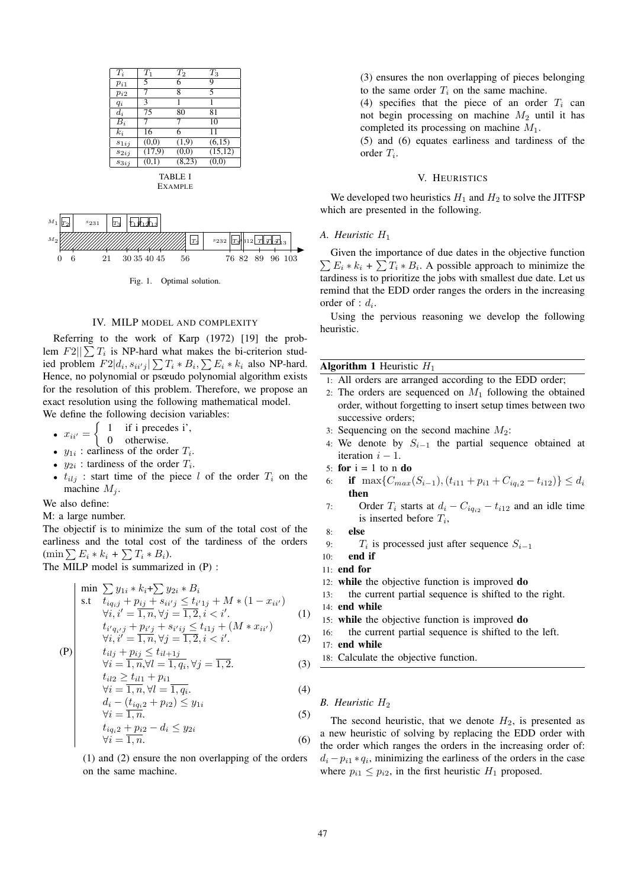| $T_i$ | $T_1$ | $T_2$ | $T_3$ |
|---|---|---|---|
| $p_{i1}$ | 5 | 6 | 9 |
| $p_{i2}$ | 7 | 8 | 5 |
| $q_i$ | 3 | 1 | 1 |
| $d_i$ | 75 | 80 | 81 |
| $B_i$ | 7 | 7 | 10 |
| $k_i$ | 16 | 6 | 11 |
| $s_{1ij}$ | (0,0) | (1,9) | (6,15) |
| $s_{2ij}$ | (17,9) | (0,0) | (15,12) |
| $s_{3ij}$ | (0,1) | (8,23) | (0,0) |

TABLE I
EXAMPLE

Fig. 1. Optimal solution.

## IV. MILP MODEL AND COMPLEXITY

Referring to the work of Karp (1972) [19] the problem $F2||\sum T_i$ is NP-hard what makes the bi-criterion studied problem $F2|d_i, s_{ii'j}|\sum T_i * B_i, \sum E_i * k_i$ also NP-hard. Hence, no polynomial or psœudo polynomial algorithm exists for the resolution of this problem. Therefore, we propose an exact resolution using the following mathematical model.
We define the following decision variables:

- $x_{ii'} = \begin{cases} 1 & \text{if i precedes i'}, \\ 0 & \text{otherwise.} \end{cases}$
- $y_{1i}$ : earliness of the order $T_i$.
- $y_{2i}$ : tardiness of the order $T_i$.
- $t_{ilj}$ : start time of the piece $l$ of the order $T_i$ on the machine $M_j$.

We also define:
M: a large number.
The objectif is to minimize the sum of the total cost of the earliness and the total cost of the tardiness of the orders ($\min \sum E_i * k_i$ + $\sum T_i * B_i$).
The MILP model is summarized in (P) :

$$
(\text{P}) \left|
\begin{array}{lr}
\min \ \sum y_{1i} * k_i + \sum y_{2i} * B_i & \\
\text{s.t} \quad t_{iq_ij} + p_{ij} + s_{ii'j} \leq t_{i'1j} + M * (1 - x_{ii'}) & \\
\quad \forall i, i' = \overline{1,n}, \forall j = \overline{1,2}, i < i'. & (1) \\
\quad t_{i'q_{i'}j} + p_{i'j} + s_{i'ij} \leq t_{i1j} + (M * x_{ii'}) & \\
\quad \forall i, i' = \overline{1,n}, \forall j = \overline{1,2}, i < i'. & (2) \\
\quad t_{ilj} + p_{ij} \leq t_{il+1j} & \\
\quad \forall i = \overline{1,n}, \forall l = \overline{1,q_i}, \forall j = \overline{1,2}. & (3) \\
\quad t_{il2} \geq t_{il1} + p_{i1} & \\
\quad \forall i = \overline{1,n}, \forall l = \overline{1,q_i}. & (4) \\
\quad d_i - (t_{iq_i2} + p_{i2}) \leq y_{1i} & \\
\quad \forall i = \overline{1,n}. & (5) \\
\quad t_{iq_i2} + p_{i2} - d_i \leq y_{2i} & \\
\quad \forall i = \overline{1,n}. & (6)
\end{array}
\right.
$$

(1) and (2) ensure the non overlapping of the orders on the same machine.

(3) ensures the non overlapping of pieces belonging to the same order $T_i$ on the same machine.

(4) specifies that the piece of an order $T_i$ can not begin processing on machine $M_2$ until it has completed its processing on machine $M_1$.

(5) and (6) equates earliness and tardiness of the order $T_i$.

## V. HEURISTICS

We developed two heuristics $H_1$ and $H_2$ to solve the JITFSP which are presented in the following.

### A. Heuristic $H_1$

Given the importance of due dates in the objective function $\sum E_i * k_i$ + $\sum T_i * B_i$. A possible approach to minimize the tardiness is to prioritize the jobs with smallest due date. Let us remind that the EDD order ranges the orders in the increasing order of : $d_i$.

Using the pervious reasoning we develop the following heuristic.

**Algorithm 1** Heuristic $H_1$

```
1:  All orders are arranged according to the EDD order;
2:  The orders are sequenced on M1 following the obtained
    order, without forgetting to insert setup times between two
    successive orders;
3:  Sequencing on the second machine M2:
4:  We denote by S_{i-1} the partial sequence obtained at
    iteration i - 1.
5:  for i = 1 to n do
6:      if max{Cmax(S_{i-1}), (t_{i11} + p_{i1} + C_{iq_i2} - t_{i12})} <= d_i
        then
7:          Order T_i starts at d_i - C_{iq_i2} - t_{i12} and an idle time
            is inserted before T_i,
8:      else
9:          T_i is processed just after sequence S_{i-1}
10:     end if
11: end for
12: while the objective function is improved do
13:     the current partial sequence is shifted to the right.
14: end while
15: while the objective function is improved do
16:     the current partial sequence is shifted to the left.
17: end while
18: Calculate the objective function.
```

### B. Heuristic $H_2$

The second heuristic, that we denote $H_2$, is presented as a new heuristic of solving by replacing the EDD order with the order which ranges the orders in the increasing order of: $d_i - p_{i1} * q_i$, minimizing the earliness of the orders in the case where $p_{i1} \leq p_{i2}$, in the first heuristic $H_1$ proposed.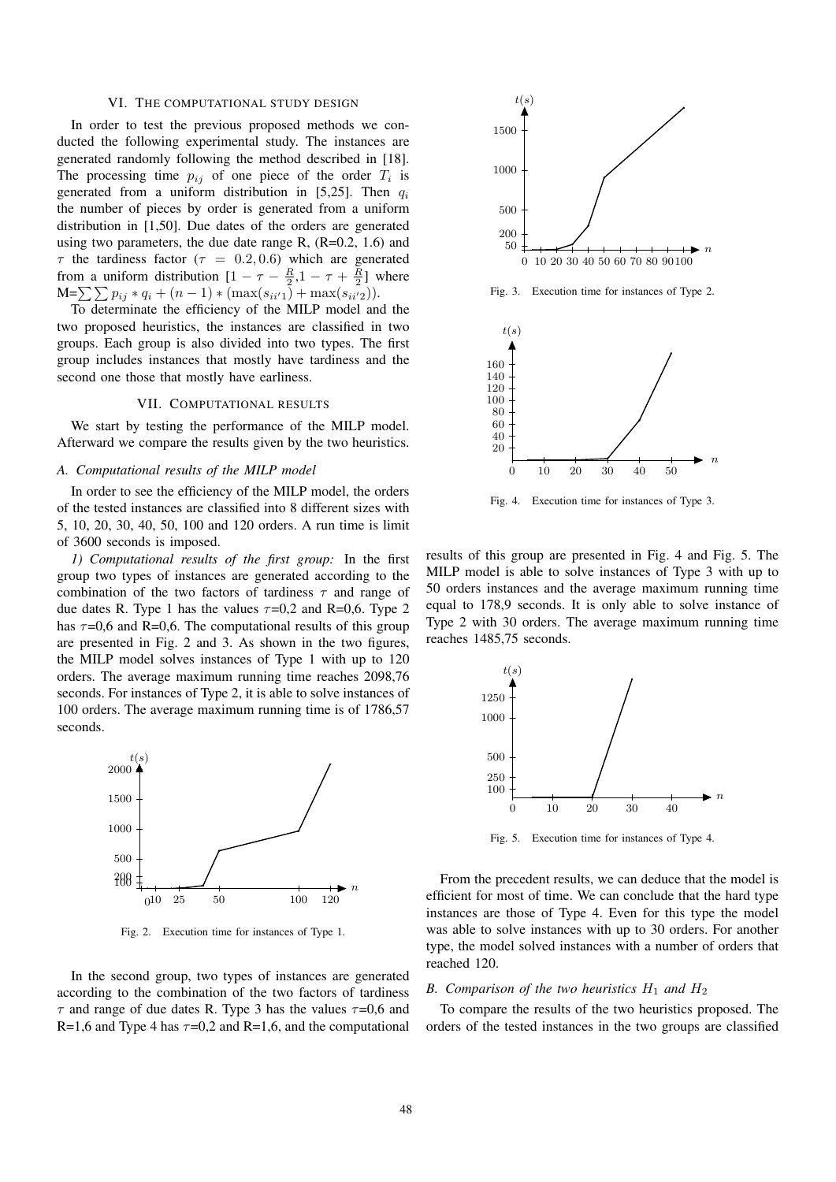## VI. The computational study design

In order to test the previous proposed methods we conducted the following experimental study. The instances are generated randomly following the method described in [18]. The processing time $p_{ij}$ of one piece of the order $T_i$ is generated from a uniform distribution in [5,25]. Then $q_i$ the number of pieces by order is generated from a uniform distribution in [1,50]. Due dates of the orders are generated using two parameters, the due date range R, (R=0.2, 1.6) and $\tau$ the tardiness factor ($\tau = 0.2, 0.6$) which are generated from a uniform distribution $[1-\tau-\frac{R}{2}, 1-\tau+\frac{R}{2}]$ where M=$\sum\sum p_{ij} * q_i + (n-1) * (\max(s_{ii'1}) + \max(s_{ii'2}))$.

To determinate the efficiency of the MILP model and the two proposed heuristics, the instances are classified in two groups. Each group is also divided into two types. The first group includes instances that mostly have tardiness and the second one those that mostly have earliness.

## VII. Computational results

We start by testing the performance of the MILP model. Afterward we compare the results given by the two heuristics.

### A. Computational results of the MILP model

In order to see the efficiency of the MILP model, the orders of the tested instances are classified into 8 different sizes with 5, 10, 20, 30, 40, 50, 100 and 120 orders. A run time is limit of 3600 seconds is imposed.

*1) Computational results of the first group:* In the first group two types of instances are generated according to the combination of the two factors of tardiness $\tau$ and range of due dates R. Type 1 has the values $\tau$=0,2 and R=0,6. Type 2 has $\tau$=0,6 and R=0,6. The computational results of this group are presented in Fig. 2 and 3. As shown in the two figures, the MILP model solves instances of Type 1 with up to 120 orders. The average maximum running time reaches 2098,76 seconds. For instances of Type 2, it is able to solve instances of 100 orders. The average maximum running time is of 1786,57 seconds.

Fig. 2. Execution time for instances of Type 1.

In the second group, two types of instances are generated according to the combination of the two factors of tardiness $\tau$ and range of due dates R. Type 3 has the values $\tau$=0,6 and R=1,6 and Type 4 has $\tau$=0,2 and R=1,6, and the computational results of this group are presented in Fig. 4 and Fig. 5. The MILP model is able to solve instances of Type 3 with up to 50 orders instances and the average maximum running time equal to 178,9 seconds. It is only able to solve instance of Type 2 with 30 orders. The average maximum running time reaches 1485,75 seconds.

Fig. 3. Execution time for instances of Type 2.

Fig. 4. Execution time for instances of Type 3.

Fig. 5. Execution time for instances of Type 4.

From the precedent results, we can deduce that the model is efficient for most of time. We can conclude that the hard type instances are those of Type 4. Even for this type the model was able to solve instances with up to 30 orders. For another type, the model solved instances with a number of orders that reached 120.

### B. Comparison of the two heuristics $H_1$ and $H_2$

To compare the results of the two heuristics proposed. The orders of the tested instances in the two groups are classified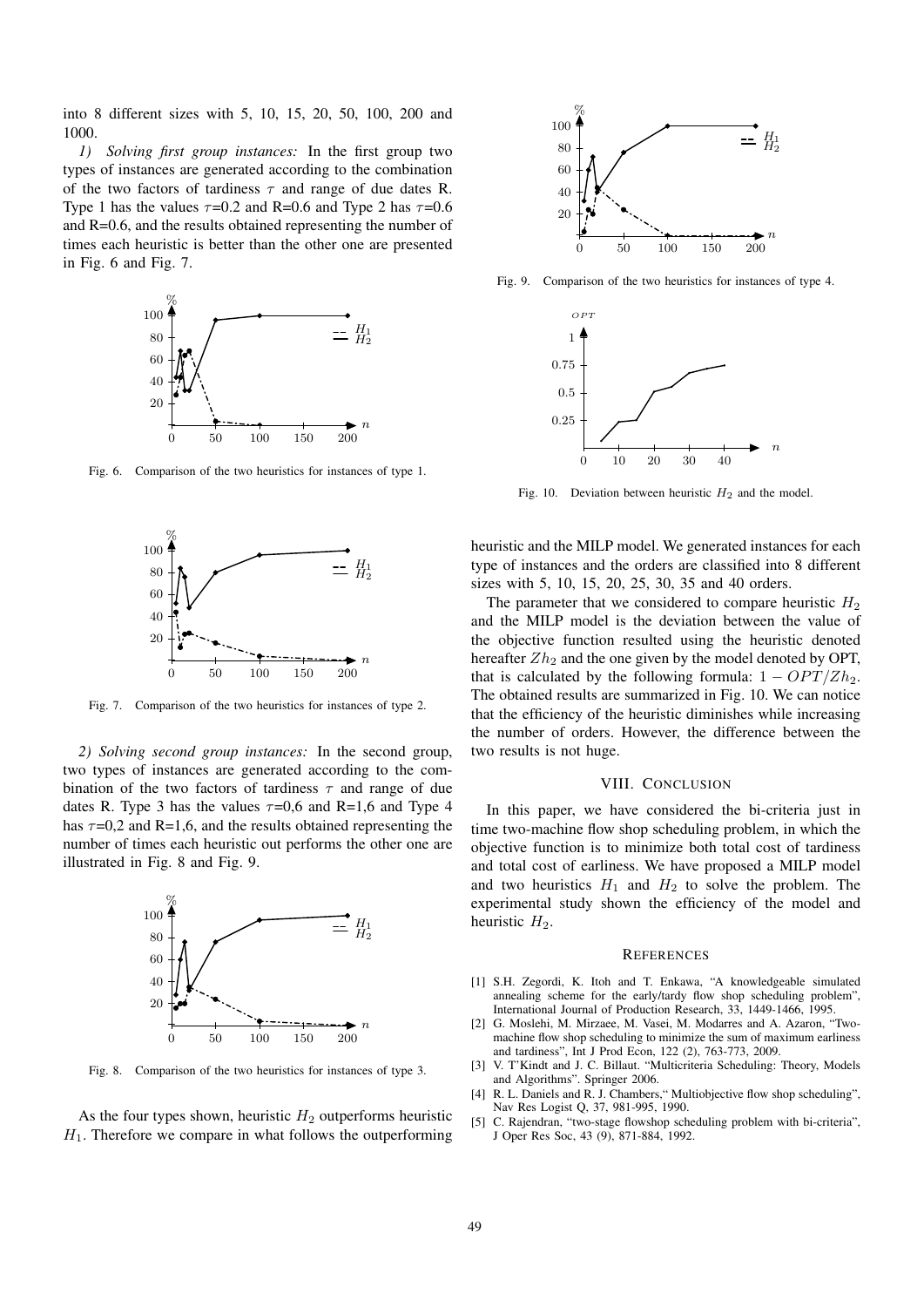into 8 different sizes with 5, 10, 15, 20, 50, 100, 200 and 1000.

*1) Solving first group instances:* In the first group two types of instances are generated according to the combination of the two factors of tardiness $\tau$ and range of due dates R. Type 1 has the values $\tau$=0.2 and R=0.6 and Type 2 has $\tau$=0.6 and R=0.6, and the results obtained representing the number of times each heuristic is better than the other one are presented in Fig. 6 and Fig. 7.

Fig. 6. Comparison of the two heuristics for instances of type 1.

Fig. 7. Comparison of the two heuristics for instances of type 2.

*2) Solving second group instances:* In the second group, two types of instances are generated according to the combination of the two factors of tardiness $\tau$ and range of due dates R. Type 3 has the values $\tau$=0,6 and R=1,6 and Type 4 has $\tau$=0,2 and R=1,6, and the results obtained representing the number of times each heuristic out performs the other one are illustrated in Fig. 8 and Fig. 9.

Fig. 8. Comparison of the two heuristics for instances of type 3.

As the four types shown, heuristic $H_2$ outperforms heuristic $H_1$. Therefore we compare in what follows the outperforming heuristic and the MILP model. We generated instances for each type of instances and the orders are classified into 8 different sizes with 5, 10, 15, 20, 25, 30, 35 and 40 orders.

Fig. 9. Comparison of the two heuristics for instances of type 4.

Fig. 10. Deviation between heuristic $H_2$ and the model.

The parameter that we considered to compare heuristic $H_2$ and the MILP model is the deviation between the value of the objective function resulted using the heuristic denoted hereafter $Zh_2$ and the one given by the model denoted by OPT, that is calculated by the following formula: $1 - OPT/Zh_2$. The obtained results are summarized in Fig. 10. We can notice that the efficiency of the heuristic diminishes while increasing the number of orders. However, the difference between the two results is not huge.

## VIII. Conclusion

In this paper, we have considered the bi-criteria just in time two-machine flow shop scheduling problem, in which the objective function is to minimize both total cost of tardiness and total cost of earliness. We have proposed a MILP model and two heuristics $H_1$ and $H_2$ to solve the problem. The experimental study shown the efficiency of the model and heuristic $H_2$.

## References

[1] S.H. Zegordi, K. Itoh and T. Enkawa, "A knowledgeable simulated annealing scheme for the early/tardy flow shop scheduling problem", International Journal of Production Research, 33, 1449-1466, 1995.

[2] G. Moslehi, M. Mirzaee, M. Vasei, M. Modarres and A. Azaron, "Two-machine flow shop scheduling to minimize the sum of maximum earliness and tardiness", Int J Prod Econ, 122 (2), 763-773, 2009.

[3] V. T'Kindt and J. C. Billaut. "Multicriteria Scheduling: Theory, Models and Algorithms". Springer 2006.

[4] R. L. Daniels and R. J. Chambers," Multiobjective flow shop scheduling", Nav Res Logist Q, 37, 981-995, 1990.

[5] C. Rajendran, "two-stage flowshop scheduling problem with bi-criteria", J Oper Res Soc, 43 (9), 871-884, 1992.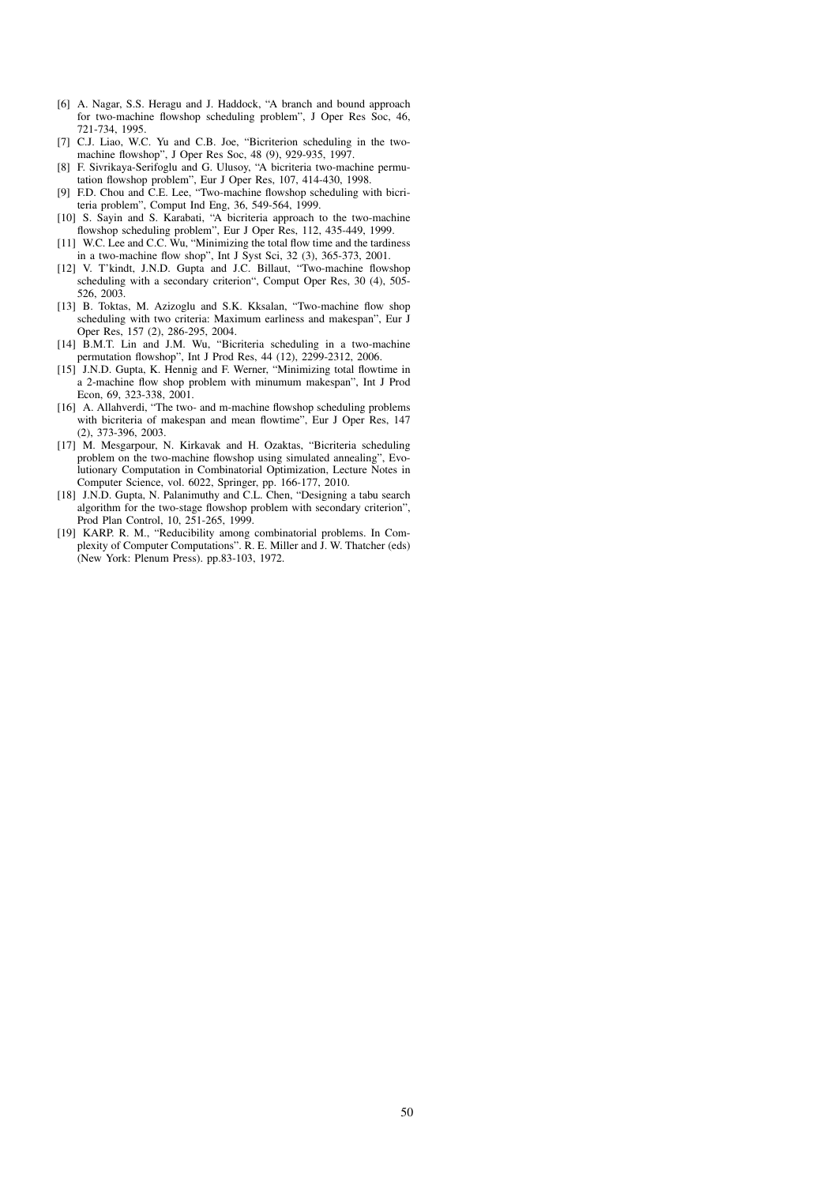[6] A. Nagar, S.S. Heragu and J. Haddock, "A branch and bound approach for two-machine flowshop scheduling problem", J Oper Res Soc, 46, 721-734, 1995.

[7] C.J. Liao, W.C. Yu and C.B. Joe, "Bicriterion scheduling in the two-machine flowshop", J Oper Res Soc, 48 (9), 929-935, 1997.

[8] F. Sivrikaya-Serifoglu and G. Ulusoy, "A bicriteria two-machine permutation flowshop problem", Eur J Oper Res, 107, 414-430, 1998.

[9] F.D. Chou and C.E. Lee, "Two-machine flowshop scheduling with bicriteria problem", Comput Ind Eng, 36, 549-564, 1999.

[10] S. Sayin and S. Karabati, "A bicriteria approach to the two-machine flowshop scheduling problem", Eur J Oper Res, 112, 435-449, 1999.

[11] W.C. Lee and C.C. Wu, "Minimizing the total flow time and the tardiness in a two-machine flow shop", Int J Syst Sci, 32 (3), 365-373, 2001.

[12] V. T'kindt, J.N.D. Gupta and J.C. Billaut, "Two-machine flowshop scheduling with a secondary criterion", Comput Oper Res, 30 (4), 505-526, 2003.

[13] B. Toktas, M. Azizoglu and S.K. Kksalan, "Two-machine flow shop scheduling with two criteria: Maximum earliness and makespan", Eur J Oper Res, 157 (2), 286-295, 2004.

[14] B.M.T. Lin and J.M. Wu, "Bicriteria scheduling in a two-machine permutation flowshop", Int J Prod Res, 44 (12), 2299-2312, 2006.

[15] J.N.D. Gupta, K. Hennig and F. Werner, "Minimizing total flowtime in a 2-machine flow shop problem with minumum makespan", Int J Prod Econ, 69, 323-338, 2001.

[16] A. Allahverdi, "The two- and m-machine flowshop scheduling problems with bicriteria of makespan and mean flowtime", Eur J Oper Res, 147 (2), 373-396, 2003.

[17] M. Mesgarpour, N. Kirkavak and H. Ozaktas, "Bicriteria scheduling problem on the two-machine flowshop using simulated annealing", Evolutionary Computation in Combinatorial Optimization, Lecture Notes in Computer Science, vol. 6022, Springer, pp. 166-177, 2010.

[18] J.N.D. Gupta, N. Palanimuthy and C.L. Chen, "Designing a tabu search algorithm for the two-stage flowshop problem with secondary criterion", Prod Plan Control, 10, 251-265, 1999.

[19] KARP. R. M., "Reducibility among combinatorial problems. In Complexity of Computer Computations". R. E. Miller and J. W. Thatcher (eds) (New York: Plenum Press). pp.83-103, 1972.